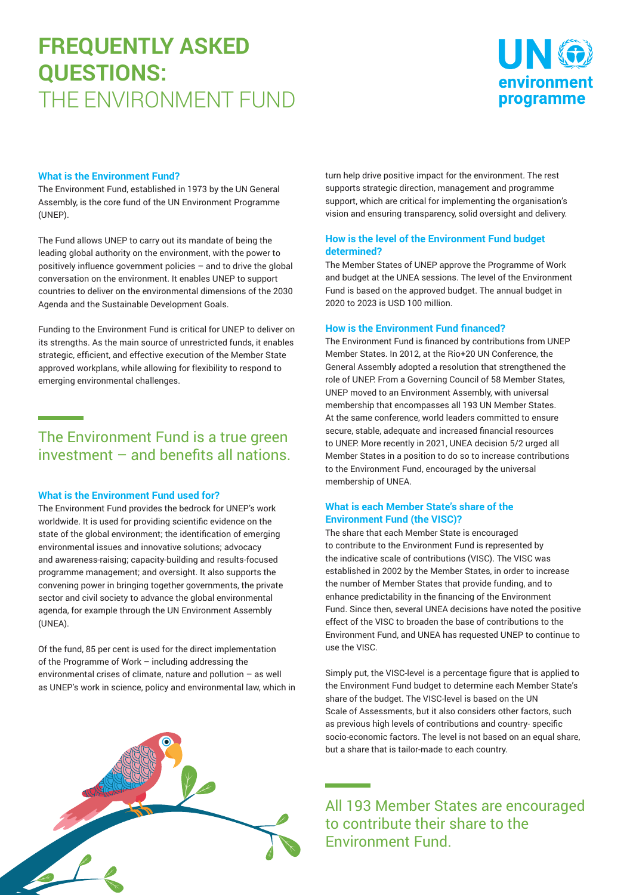# FREQUENTLY ASKED QUESTIONS: THE ENVIRONMENT FUND

### What is the Environment Fund?

The Environment Fund, established in 1973 by the UN General Assembly, is the core fund of the UN Environment Programme (UNEP).

The Fund allows UNEP to carry out its mandate of being the leading global authority on the environment, with the power to positively influence government policies – and to drive the global conversation on the environment. It enables UNEP to support countries to deliver on the environmental dimensions of the 2030 Agenda and the Sustainable Development Goals.

Funding to the Environment Fund is critical for UNEP to deliver on its strengths. As the main source of unrestricted funds, it enables strategic, efficient, and effective execution of the Member State approved workplans, while allowing for flexibility to respond to emerging environmental challenges.

> The Environment Fund is a true green investment – and benefits all nations.

### What is the Environment Fund used for?

The Environment Fund provides the bedrock for UNEP's work worldwide. It is used for providing scientific evidence on the state of the global environment; the identification of emerging environmental issues and innovative solutions; advocacy and awareness-raising; capacity-building and results-focused programme management; and oversight. It also supports the convening power in bringing together governments, the private sector and civil society to advance the global environmental agenda, for example through the UN Environment Assembly (UNEA).

Of the fund, 85 per cent is used for the direct implementation of the Programme of Work – including addressing the environmental crises of climate, nature and pollution – as well as UNEP's work in science, policy and environmental law, which in turn help drive positive impact for the environment. The rest supports strategic direction, management and programme support, which are critical for implementing the organisation's vision and ensuring transparency, solid oversight and delivery.

### How is the level of the Environment Fund budget determined?

The Member States of UNEP approve the Programme of Work and budget at the UNEA sessions. The level of the Environment Fund is based on the approved budget. The annual budget in 2020 to 2023 is USD 100 million.

### How is the Environment Fund financed?

The Environment Fund is financed by contributions from UNEP Member States. In 2012, at the Rio+20 UN Conference, the General Assembly adopted a resolution that strengthened the role of UNEP. From a Governing Council of 58 Member States, UNEP moved to an Environment Assembly, with universal membership that encompasses all 193 UN Member States. At the same conference, world leaders committed to ensure secure, stable, adequate and increased financial resources to UNEP. More recently in 2021, UNEA decision 5/2 urged all Member States in a position to do so to increase contributions to the Environment Fund, encouraged by the universal membership of UNEA.

### What is each Member State's share of the Environment Fund (the VISC)?

The share that each Member State is encouraged to contribute to the Environment Fund is represented by the indicative scale of contributions (VISC). The VISC was established in 2002 by the Member States, in order to increase the number of Member States that provide funding, and to enhance predictability in the financing of the Environment Fund. Since then, several UNEA decisions have noted the positive effect of the VISC to broaden the base of contributions to the Environment Fund, and UNEA has requested UNEP to continue to use the VISC.

Simply put, the VISC-level is a percentage figure that is applied to the Environment Fund budget to determine each Member State's share of the budget. The VISC-level is based on the UN Scale of Assessments, but it also considers other factors, such as previous high levels of contributions and country- specific socio-economic factors. The level is not based on an equal share, but a share that is tailor-made to each country.

> All 193 Member States are encouraged to contribute their share to the Environment Fund.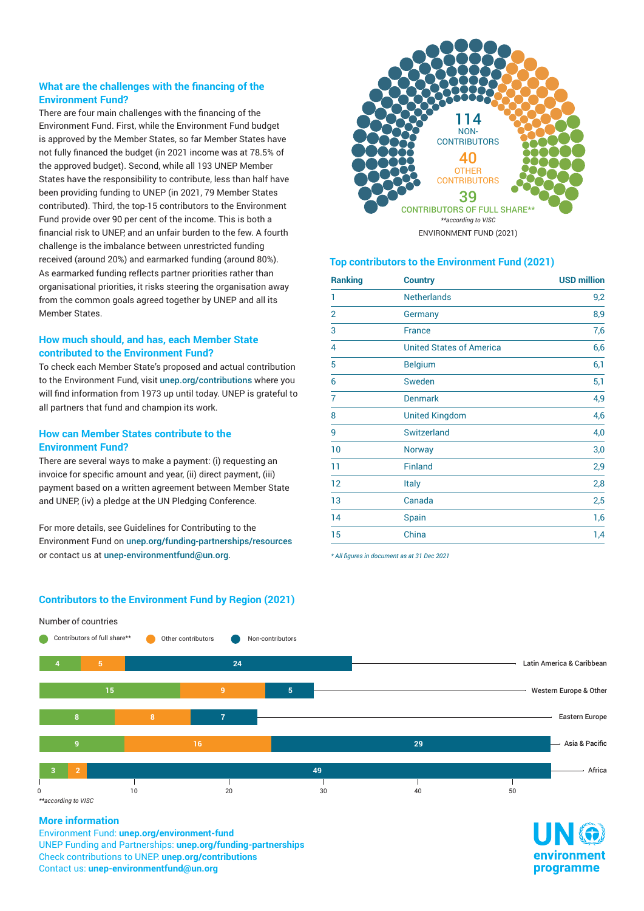### What are the challenges with the financing of the Environment Fund?

There are four main challenges with the financing of the Environment Fund. First, while the Environment Fund budget is approved by the Member States, so far Member States have not fully financed the budget (in 2021 income was at 78.5% of the approved budget). Second, while all 193 UNEP Member States have the responsibility to contribute, less than half have been providing funding to UNEP (in 2021, 79 Member States contributed). Third, the top-15 contributors to the Environment Fund provide over 90 per cent of the income. This is both a financial risk to UNEP, and an unfair burden to the few. A fourth challenge is the imbalance between unrestricted funding received (around 20%) and earmarked funding (around 80%). As earmarked funding reflects partner priorities rather than organisational priorities, it risks steering the organisation away from the common goals agreed together by UNEP and all its Member States.

### How much should, and has, each Member State contributed to the Environment Fund?

To check each Member State's proposed and actual contribution to the Environment Fund, visit unep.org/contributions where you will find information from 1973 up until today. UNEP is grateful to all partners that fund and champion its work.

### How can Member States contribute to the Environment Fund?

There are several ways to make a payment: (i) requesting an invoice for specific amount and year, (ii) direct payment, (iii) payment based on a written agreement between Member State and UNEP, (iv) a pledge at the UN Pledging Conference.

For more details, see Guidelines for Contributing to the Environment Fund on unep.org/funding-partnerships/resources or contact us at unep-environmentfund@un.org.

114
NON-CONTRIBUTORS
40
OTHER CONTRIBUTORS
39
CONTRIBUTORS OF FULL SHARE**
**according to VISC
ENVIRONMENT FUND (2021)

### Top contributors to the Environment Fund (2021)

| Ranking | Country | USD million |
|---|---|---|
| 1 | Netherlands | 9,2 |
| 2 | Germany | 8,9 |
| 3 | France | 7,6 |
| 4 | United States of America | 6,6 |
| 5 | Belgium | 6,1 |
| 6 | Sweden | 5,1 |
| 7 | Denmark | 4,9 |
| 8 | United Kingdom | 4,6 |
| 9 | Switzerland | 4,0 |
| 10 | Norway | 3,0 |
| 11 | Finland | 2,9 |
| 12 | Italy | 2,8 |
| 13 | Canada | 2,5 |
| 14 | Spain | 1,6 |
| 15 | China | 1,4 |

*\* All figures in document as at 31 Dec 2021*

### Contributors to the Environment Fund by Region (2021)

Number of countries

Contributors of full share** | Other contributors | Non-contributors

Latin America & Caribbean: 4, 5, 24

Western Europe & Other: 15, 9, 5

Eastern Europe: 8, 8, 7

Asia & Pacific: 9, 16, 29

Africa: 3, 2, 49

0, 10, 20, 30, 40, 50

*\*\*according to VISC*

### More information

Environment Fund: **unep.org/environment-fund**
UNEP Funding and Partnerships: **unep.org/funding-partnerships**
Check contributions to UNEP: **unep.org/contributions**
Contact us: **unep-environmentfund@un.org**

UN environment programme